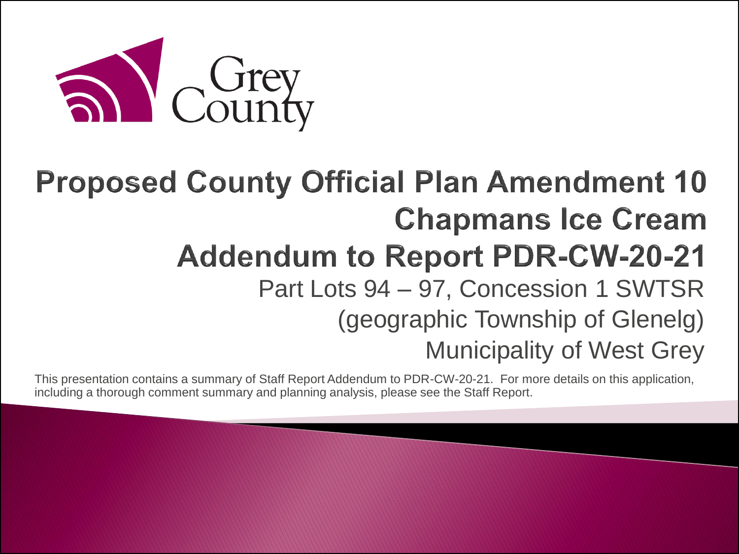Grey County

# Proposed County Official Plan Amendment 10

## Chapmans Ice Cream

## Addendum to Report PDR-CW-20-21

Part Lots 94 – 97, Concession 1 SWTSR

(geographic Township of Glenelg)

Municipality of West Grey

This presentation contains a summary of Staff Report Addendum to PDR-CW-20-21. For more details on this application, including a thorough comment summary and planning analysis, please see the Staff Report.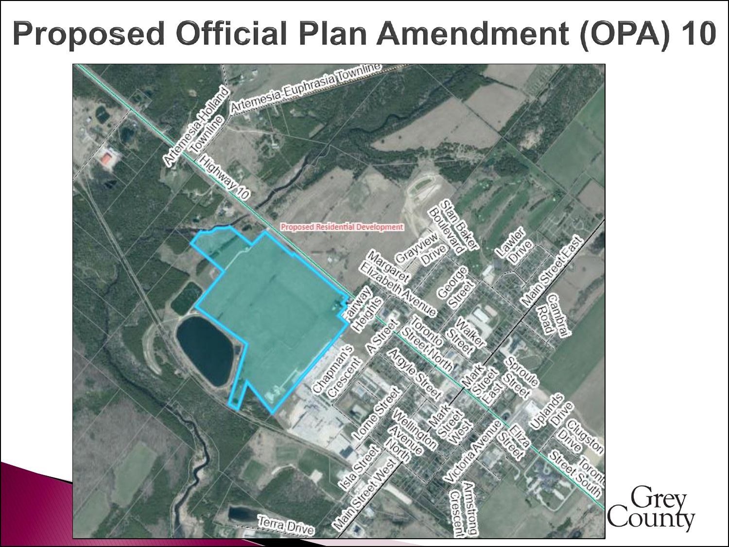# Proposed Official Plan Amendment (OPA) 10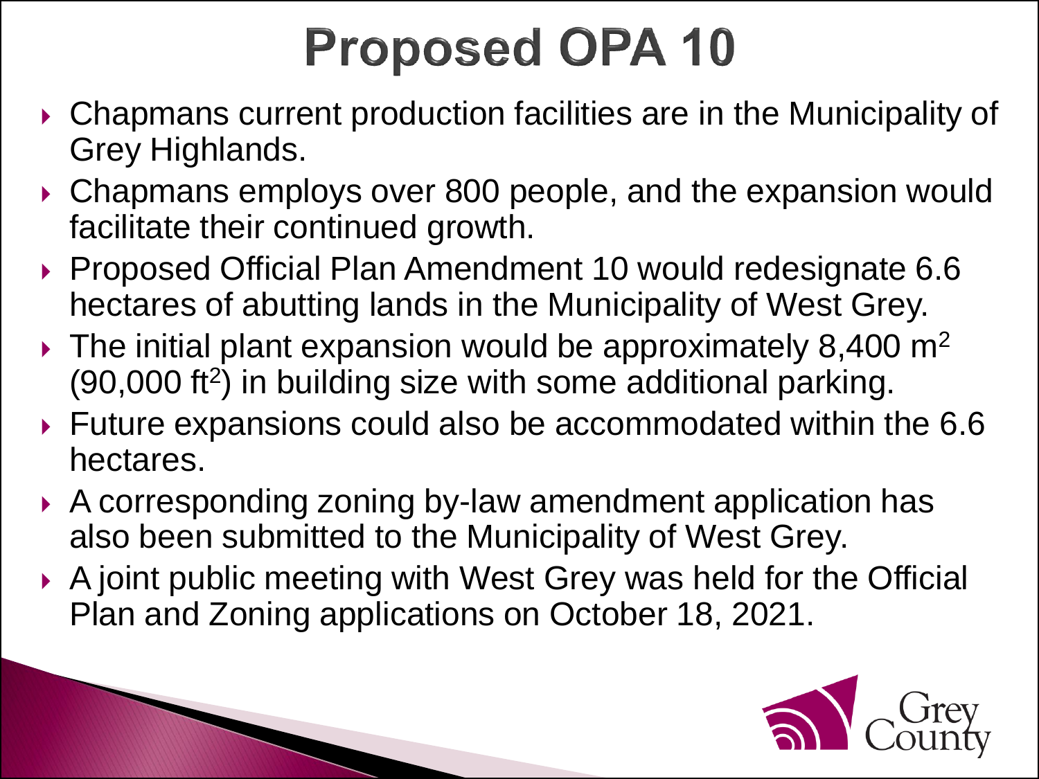# Proposed OPA 10

- Chapmans current production facilities are in the Municipality of Grey Highlands.
- Chapmans employs over 800 people, and the expansion would facilitate their continued growth.
- Proposed Official Plan Amendment 10 would redesignate 6.6 hectares of abutting lands in the Municipality of West Grey.
- The initial plant expansion would be approximately 8,400 $m^2$ (90,000 $ft^2$) in building size with some additional parking.
- Future expansions could also be accommodated within the 6.6 hectares.
- A corresponding zoning by-law amendment application has also been submitted to the Municipality of West Grey.
- A joint public meeting with West Grey was held for the Official Plan and Zoning applications on October 18, 2021.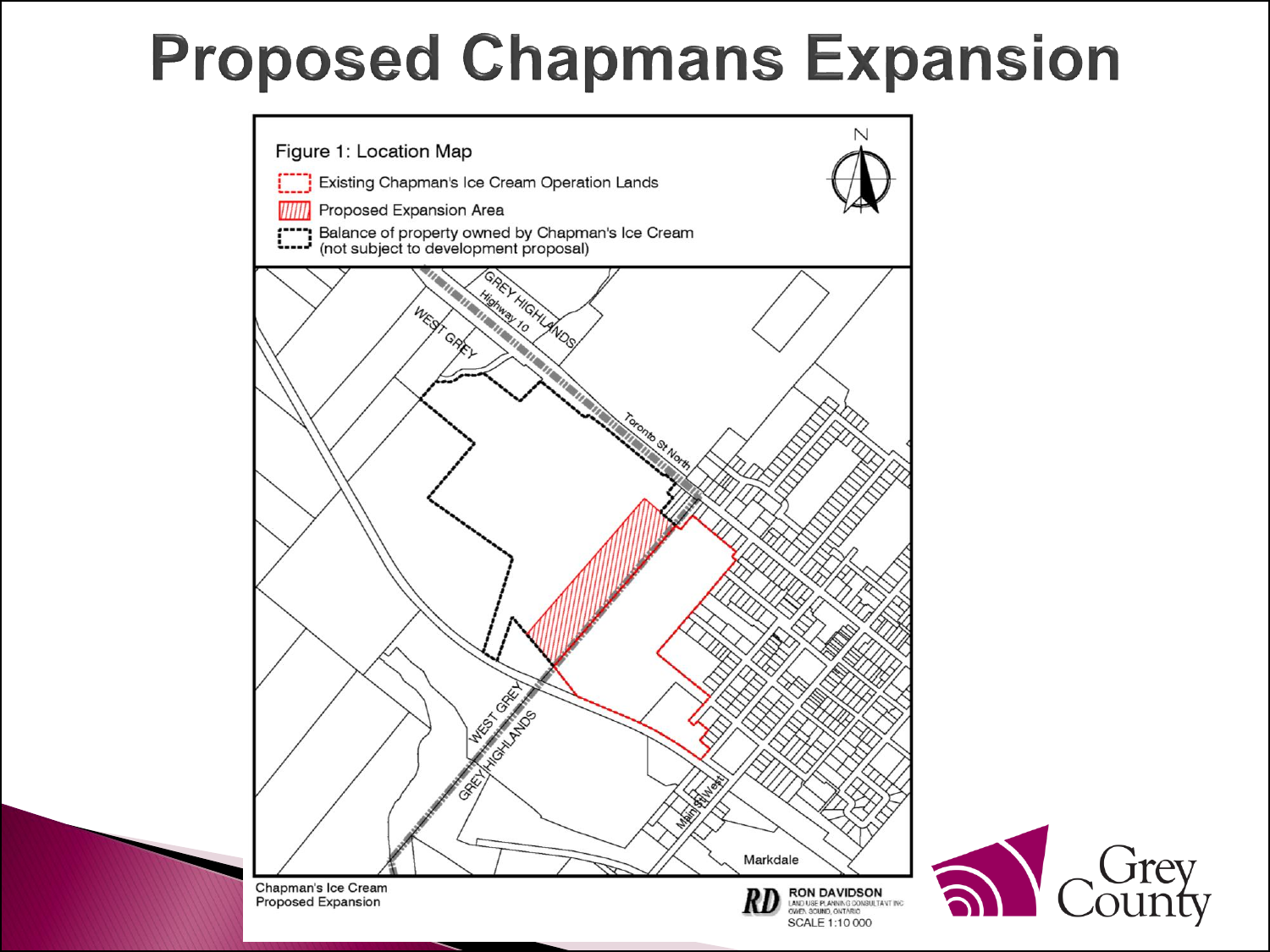# Proposed Chapmans Expansion

Figure 1: Location Map

- Existing Chapman's Ice Cream Operation Lands
- Proposed Expansion Area
- Balance of property owned by Chapman's Ice Cream (not subject to development proposal)

N

GREY HIGHLANDS
Highway 10
WEST GREY
Toronto St North
WEST GREY
GREY HIGHLANDS
Main St West
Markdale

Chapman's Ice Cream
Proposed Expansion

RD RON DAVIDSON
LAND USE PLANNING CONSULTANT INC
OWEN SOUND, ONTARIO
SCALE 1:10 000

Grey County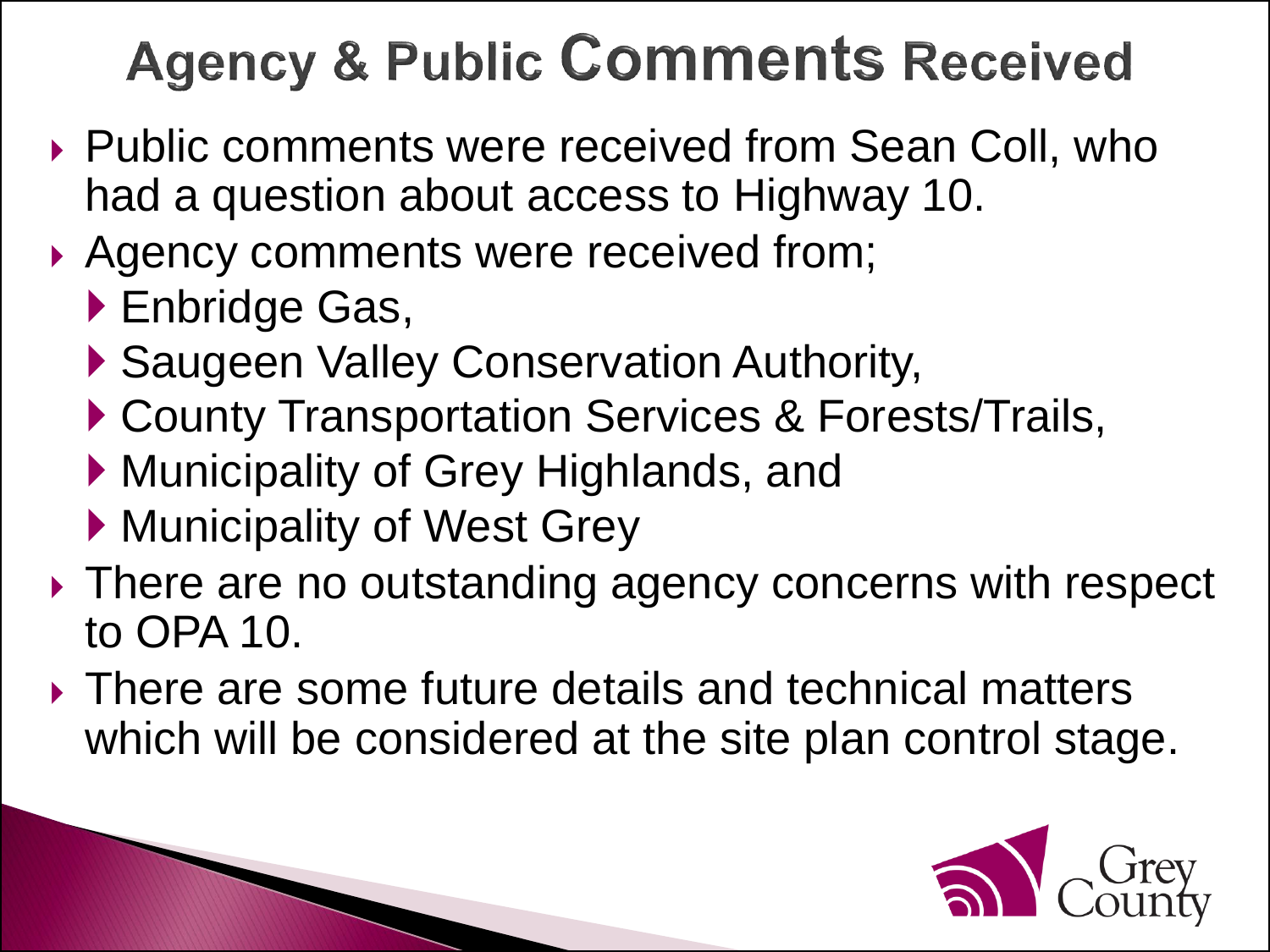# Agency & Public Comments Received

- Public comments were received from Sean Coll, who had a question about access to Highway 10.
- Agency comments were received from;
  - Enbridge Gas,
  - Saugeen Valley Conservation Authority,
  - County Transportation Services & Forests/Trails,
  - Municipality of Grey Highlands, and
  - Municipality of West Grey
- There are no outstanding agency concerns with respect to OPA 10.
- There are some future details and technical matters which will be considered at the site plan control stage.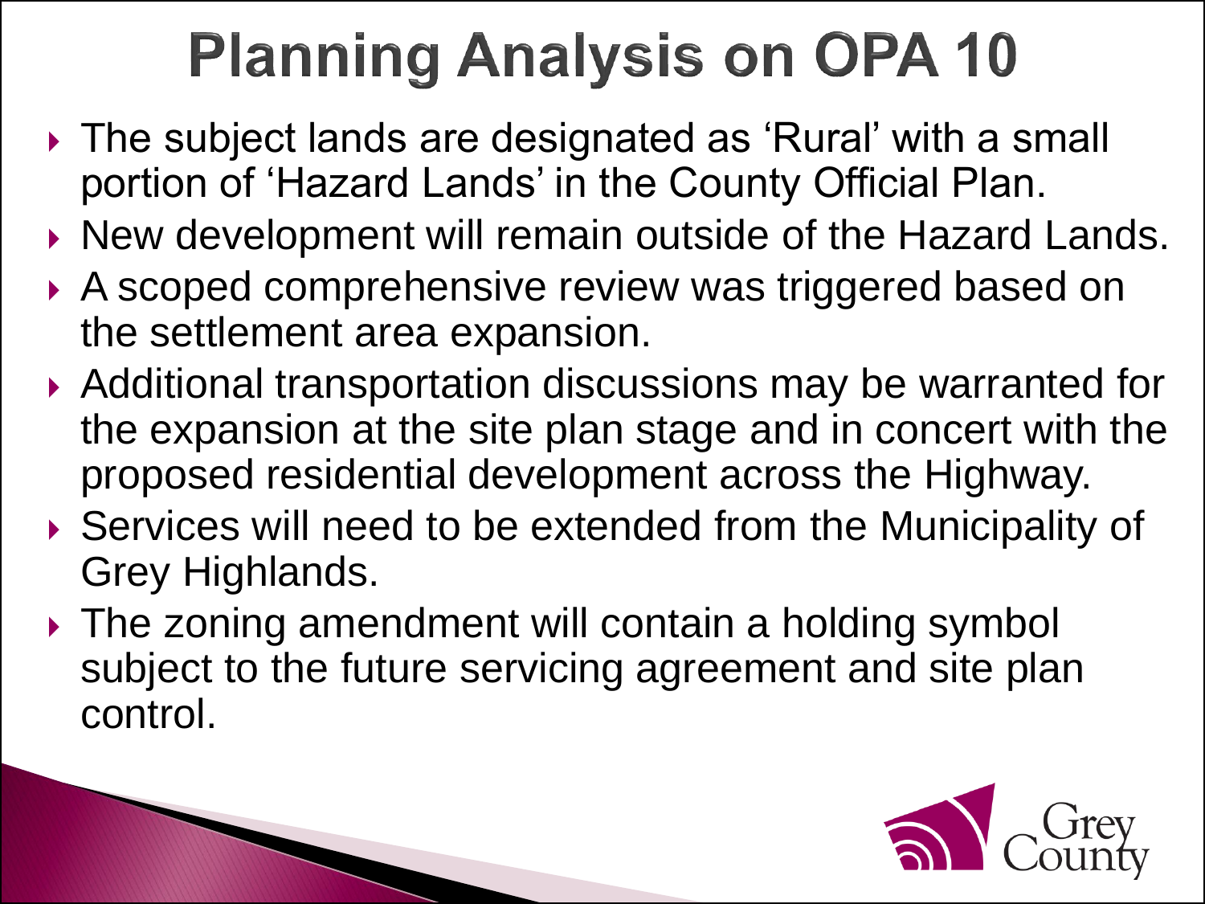# Planning Analysis on OPA 10

- The subject lands are designated as 'Rural' with a small portion of 'Hazard Lands' in the County Official Plan.
- New development will remain outside of the Hazard Lands.
- A scoped comprehensive review was triggered based on the settlement area expansion.
- Additional transportation discussions may be warranted for the expansion at the site plan stage and in concert with the proposed residential development across the Highway.
- Services will need to be extended from the Municipality of Grey Highlands.
- The zoning amendment will contain a holding symbol subject to the future servicing agreement and site plan control.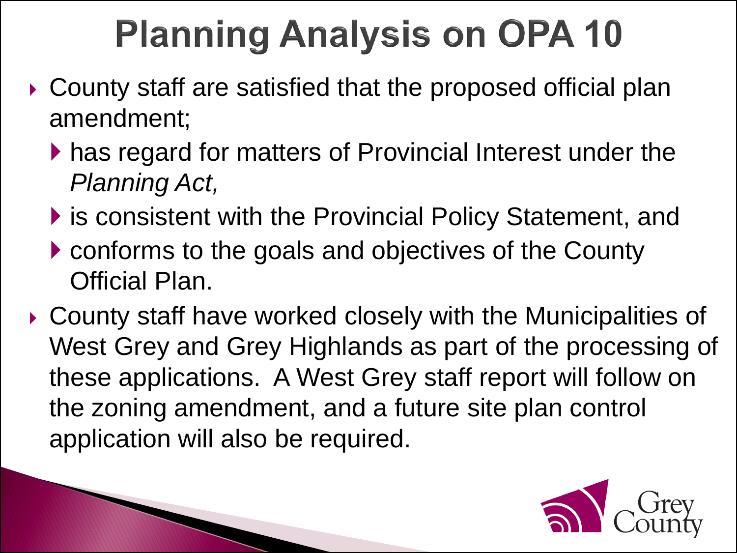# Planning Analysis on OPA 10

- County staff are satisfied that the proposed official plan amendment;
  - has regard for matters of Provincial Interest under the *Planning Act,*
  - is consistent with the Provincial Policy Statement, and
  - conforms to the goals and objectives of the County Official Plan.
- County staff have worked closely with the Municipalities of West Grey and Grey Highlands as part of the processing of these applications. A West Grey staff report will follow on the zoning amendment, and a future site plan control application will also be required.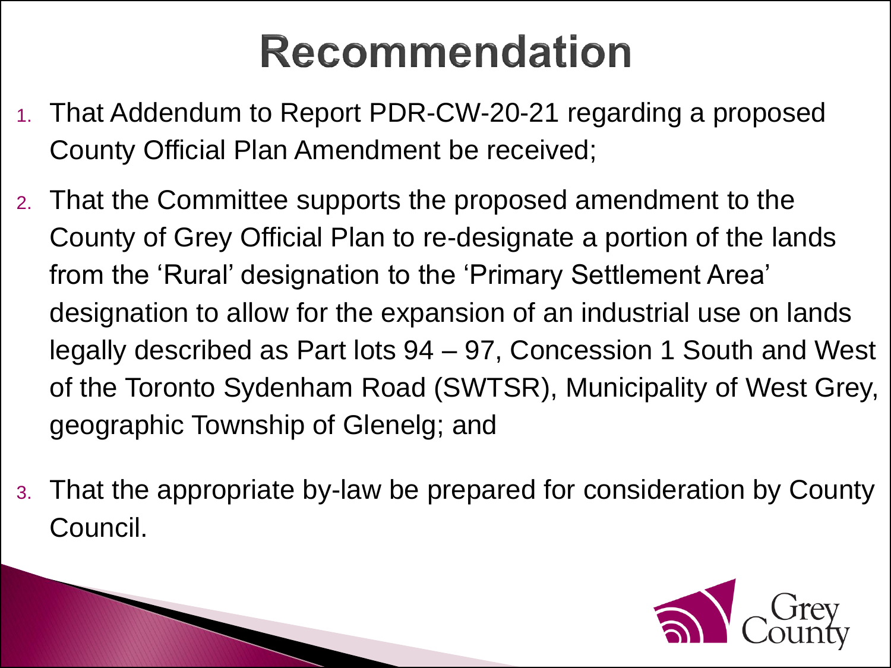# Recommendation

1. That Addendum to Report PDR-CW-20-21 regarding a proposed County Official Plan Amendment be received;
2. That the Committee supports the proposed amendment to the County of Grey Official Plan to re-designate a portion of the lands from the 'Rural' designation to the 'Primary Settlement Area' designation to allow for the expansion of an industrial use on lands legally described as Part lots 94 – 97, Concession 1 South and West of the Toronto Sydenham Road (SWTSR), Municipality of West Grey, geographic Township of Glenelg; and
3. That the appropriate by-law be prepared for consideration by County Council.

Grey County